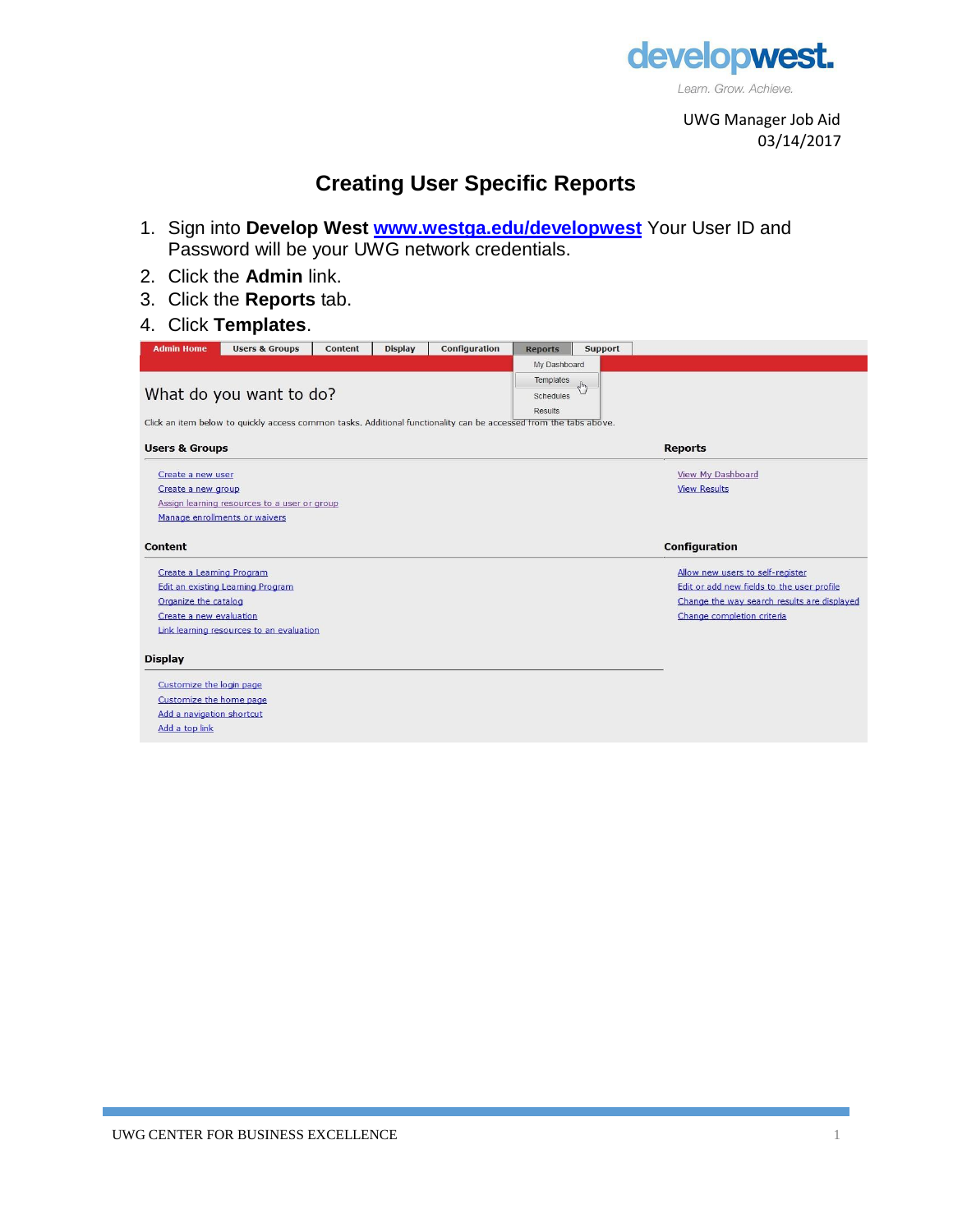UWG Manager Job Aid
03/14/2017

# Creating User Specific Reports

1. Sign into **Develop West** [www.westga.edu/developwest](http://www.westga.edu/developwest) Your User ID and Password will be your UWG network credentials.
2. Click the **Admin** link.
3. Click the **Reports** tab.
4. Click **Templates**.

Admin Home | Users & Groups | Content | Display | Configuration | Reports | Support

Reports menu: My Dashboard, Templates, Schedules, Results

What do you want to do?

Click an item below to quickly access common tasks. Additional functionality can be accessed from the tabs above.

**Users & Groups**

- Create a new user
- Create a new group
- Assign learning resources to a user or group
- Manage enrollments or waivers

**Reports**

- View My Dashboard
- View Results

**Content**

- Create a Learning Program
- Edit an existing Learning Program
- Organize the catalog
- Create a new evaluation
- Link learning resources to an evaluation

**Configuration**

- Allow new users to self-register
- Edit or add new fields to the user profile
- Change the way search results are displayed
- Change completion criteria

**Display**

- Customize the login page
- Customize the home page
- Add a navigation shortcut
- Add a top link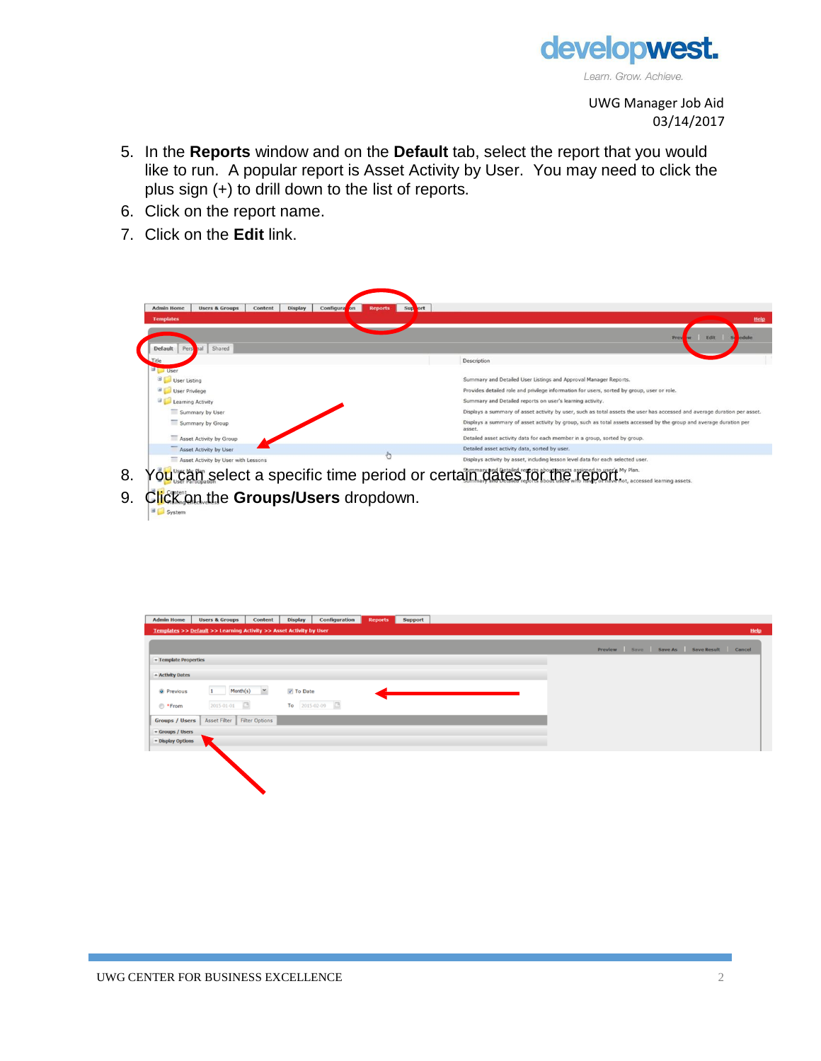5. In the **Reports** window and on the **Default** tab, select the report that you would like to run.  A popular report is Asset Activity by User.  You may need to click the plus sign (+) to drill down to the list of reports.
6. Click on the report name.
7. Click on the **Edit** link.
8. You can select a specific time period or certain dates for the report.
9. Click on the **Groups/Users** dropdown.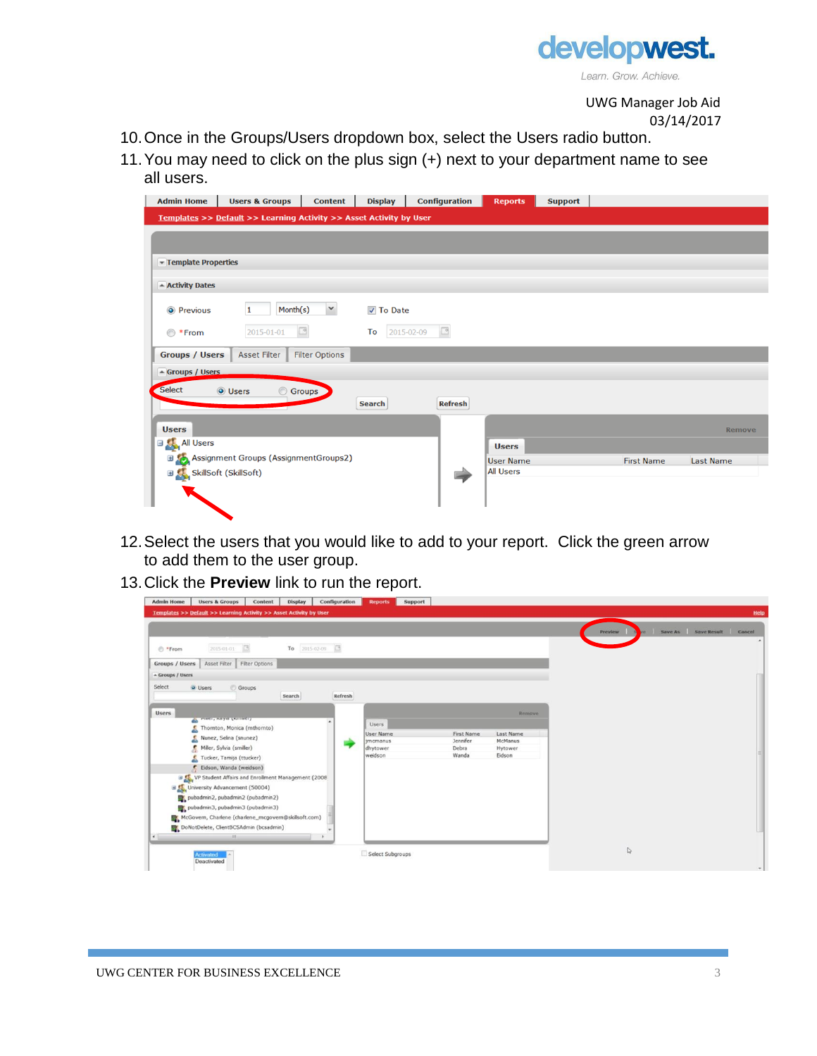10. Once in the Groups/Users dropdown box, select the Users radio button.
11. You may need to click on the plus sign (+) next to your department name to see all users.

12. Select the users that you would like to add to your report. Click the green arrow to add them to the user group.
13. Click the **Preview** link to run the report.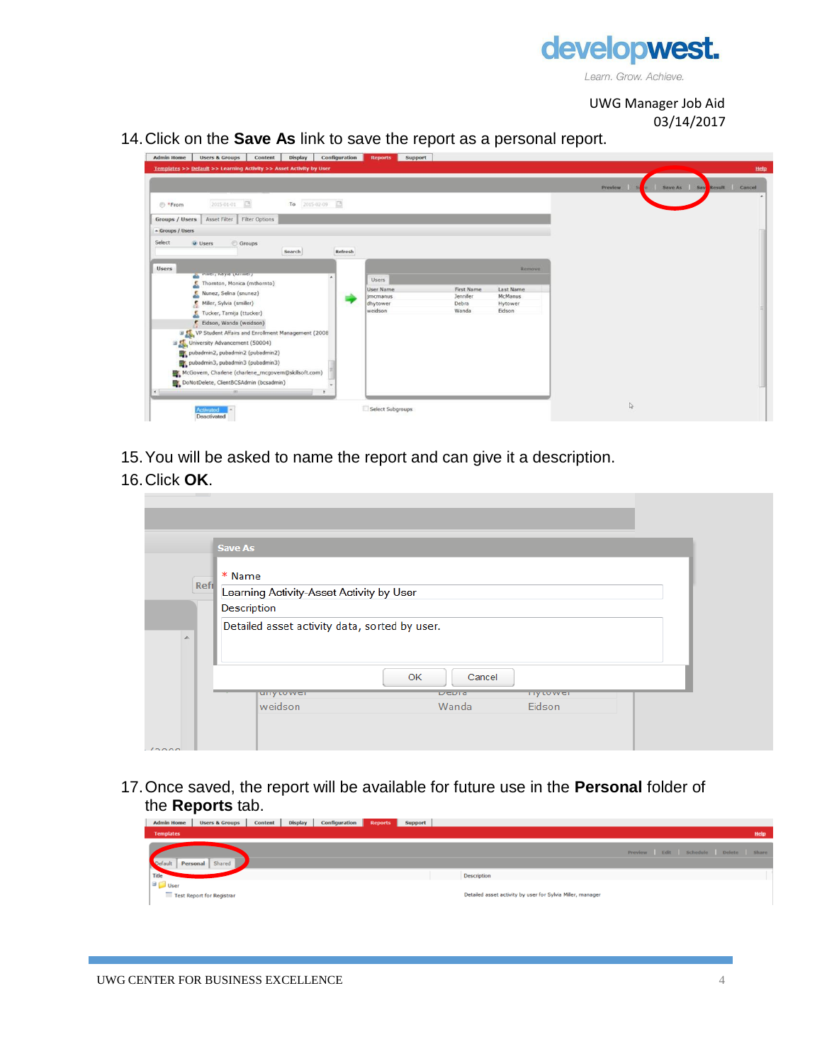14. Click on the **Save As** link to save the report as a personal report.

15. You will be asked to name the report and can give it a description.

16. Click **OK**.

17. Once saved, the report will be available for future use in the **Personal** folder of the **Reports** tab.